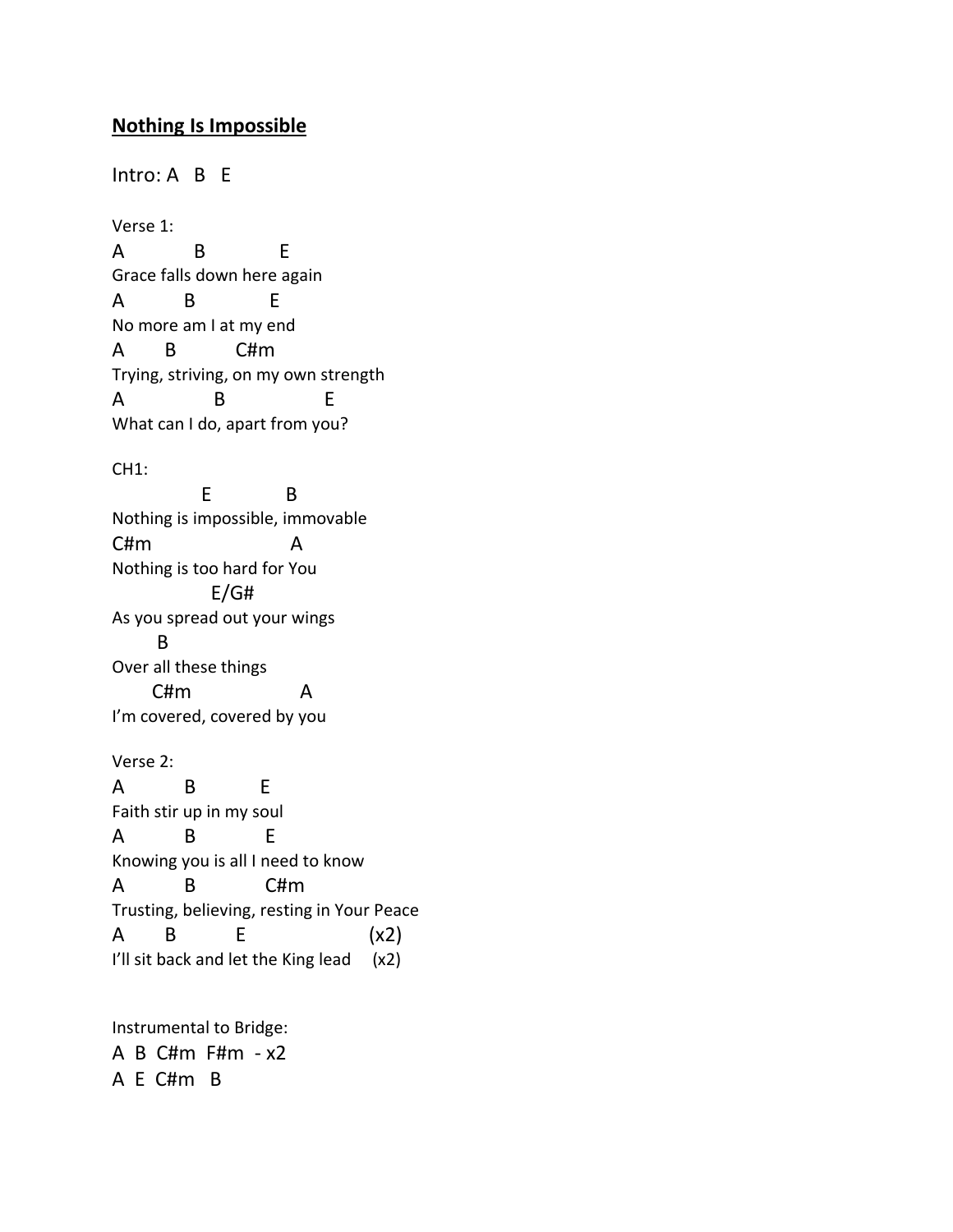**Nothing Is Impossible**

Intro: A B E

Verse 1:

```
A            B              E
Grace falls down here again
A           B             E
No more am I at my end
A       B           C#m
Trying, striving, on my own strength
A                B                  E
What can I do, apart from you?
```

CH1:

```
                E             B
Nothing is impossible, immovable
C#m                         A
Nothing is too hard for You
                  E/G#
As you spread out your wings
       B
Over all these things
       C#m                A
I'm covered, covered by you
```

Verse 2:

```
A           B           E
Faith stir up in my soul
A           B            E
Knowing you is all I need to know
A           B             C#m
Trusting, believing, resting in Your Peace
A       B           E                     (x2)
I'll sit back and let the King lead     (x2)
```

Instrumental to Bridge:

A B C#m F#m - x2

A E C#m B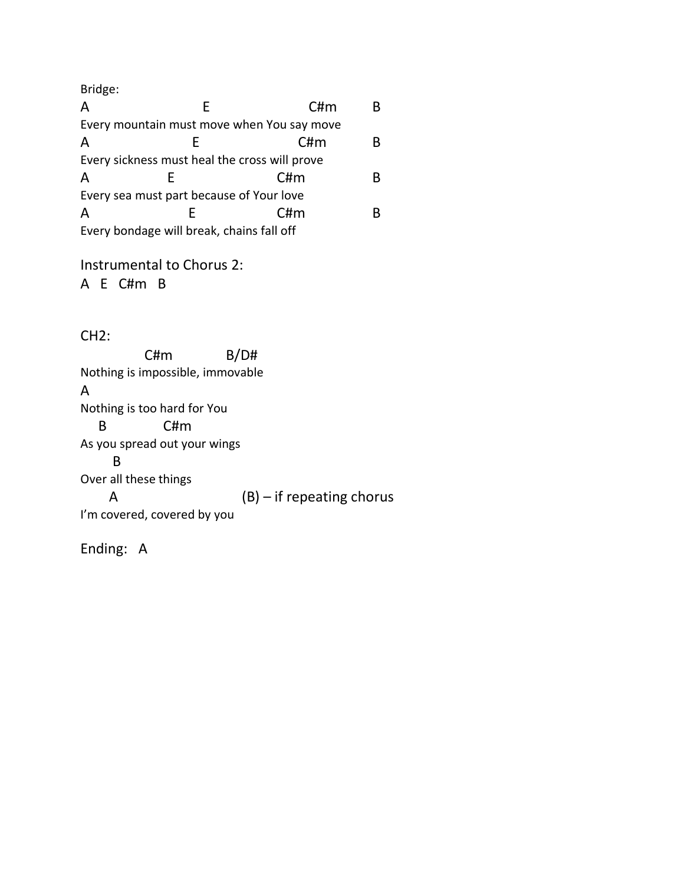Bridge:

```
A                    E                     C#m        B
Every mountain must move when You say move
A                  E                    C#m          B
Every sickness must heal the cross will prove
A               E                    C#m             B
Every sea must part because of Your love
A                 E                  C#m             B
Every bondage will break, chains fall off
```

Instrumental to Chorus 2:

```
A   E   C#m   B
```

CH2:

```
            C#m           B/D#
Nothing is impossible, immovable
A
Nothing is too hard for You
   B          C#m
As you spread out your wings
     B
Over all these things
    A                        (B) – if repeating chorus
I'm covered, covered by you
```

Ending: A